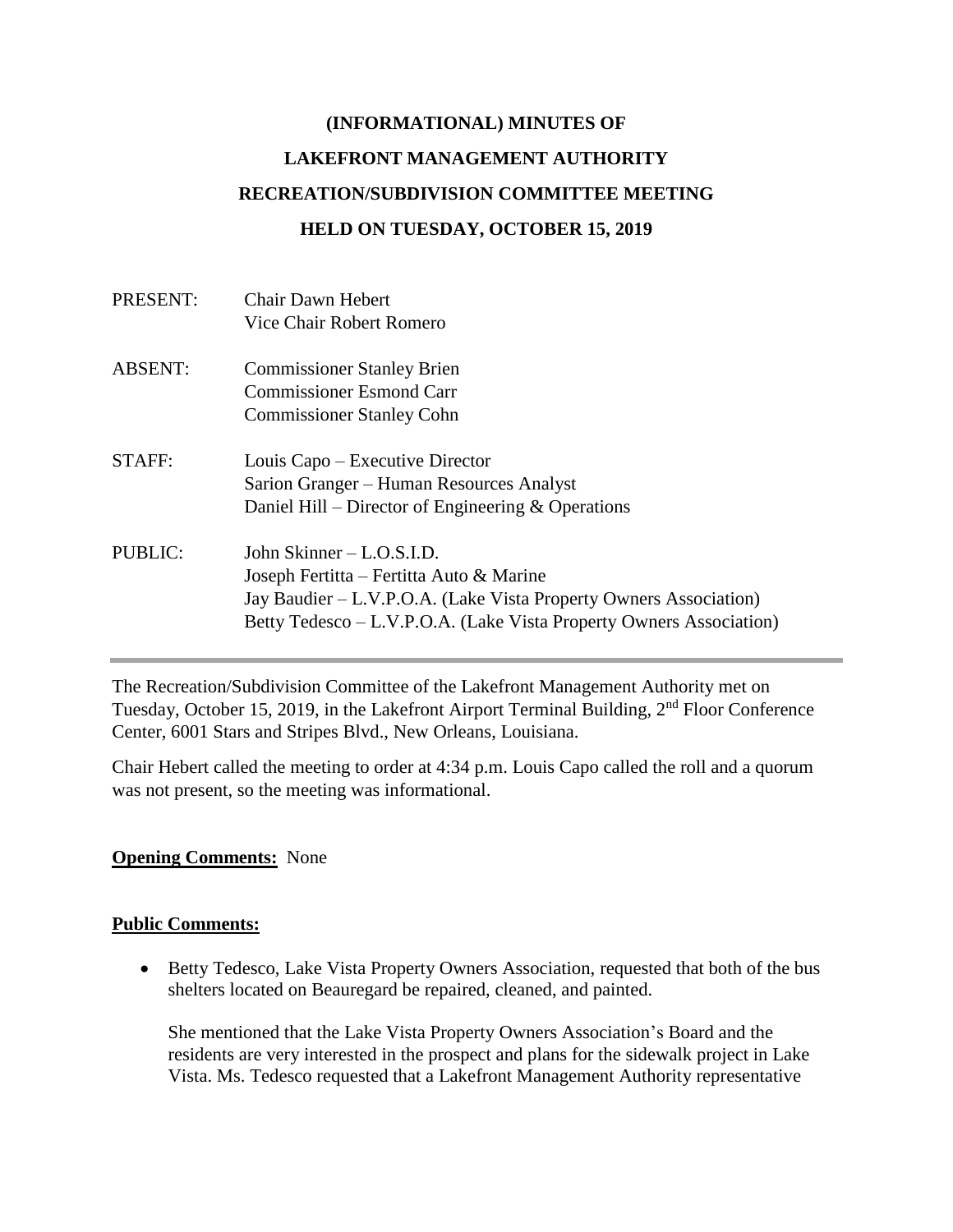# (INFORMATIONAL) MINUTES OF
# LAKEFRONT MANAGEMENT AUTHORITY
# RECREATION/SUBDIVISION COMMITTEE MEETING
# HELD ON TUESDAY, OCTOBER 15, 2019

| | |
|---|---|
| PRESENT: | Chair Dawn Hebert<br>Vice Chair Robert Romero |
| ABSENT: | Commissioner Stanley Brien<br>Commissioner Esmond Carr<br>Commissioner Stanley Cohn |
| STAFF: | Louis Capo – Executive Director<br>Sarion Granger – Human Resources Analyst<br>Daniel Hill – Director of Engineering & Operations |
| PUBLIC: | John Skinner – L.O.S.I.D.<br>Joseph Fertitta – Fertitta Auto & Marine<br>Jay Baudier – L.V.P.O.A. (Lake Vista Property Owners Association)<br>Betty Tedesco – L.V.P.O.A. (Lake Vista Property Owners Association) |

---

The Recreation/Subdivision Committee of the Lakefront Management Authority met on Tuesday, October 15, 2019, in the Lakefront Airport Terminal Building, 2nd Floor Conference Center, 6001 Stars and Stripes Blvd., New Orleans, Louisiana.

Chair Hebert called the meeting to order at 4:34 p.m. Louis Capo called the roll and a quorum was not present, so the meeting was informational.

**Opening Comments:** None

**Public Comments:**

- Betty Tedesco, Lake Vista Property Owners Association, requested that both of the bus shelters located on Beauregard be repaired, cleaned, and painted.

  She mentioned that the Lake Vista Property Owners Association's Board and the residents are very interested in the prospect and plans for the sidewalk project in Lake Vista. Ms. Tedesco requested that a Lakefront Management Authority representative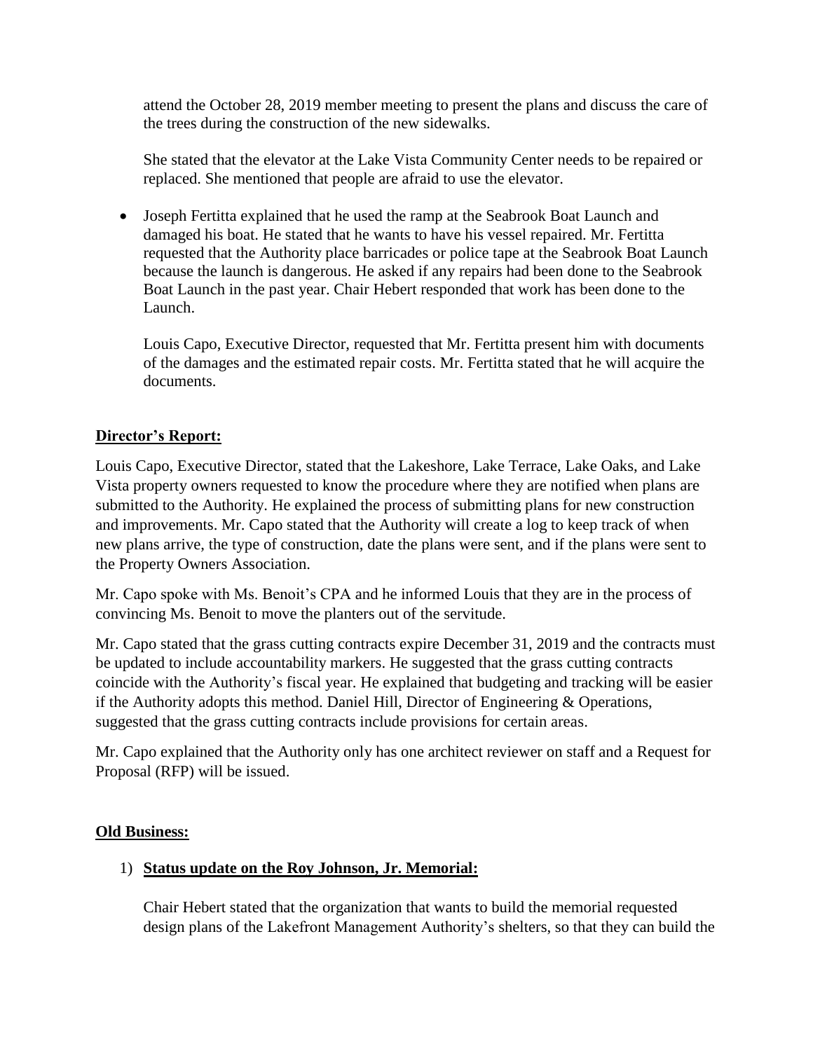attend the October 28, 2019 member meeting to present the plans and discuss the care of the trees during the construction of the new sidewalks.

She stated that the elevator at the Lake Vista Community Center needs to be repaired or replaced. She mentioned that people are afraid to use the elevator.

- Joseph Fertitta explained that he used the ramp at the Seabrook Boat Launch and damaged his boat. He stated that he wants to have his vessel repaired. Mr. Fertitta requested that the Authority place barricades or police tape at the Seabrook Boat Launch because the launch is dangerous. He asked if any repairs had been done to the Seabrook Boat Launch in the past year. Chair Hebert responded that work has been done to the Launch.

  Louis Capo, Executive Director, requested that Mr. Fertitta present him with documents of the damages and the estimated repair costs. Mr. Fertitta stated that he will acquire the documents.

**Director's Report:**

Louis Capo, Executive Director, stated that the Lakeshore, Lake Terrace, Lake Oaks, and Lake Vista property owners requested to know the procedure where they are notified when plans are submitted to the Authority. He explained the process of submitting plans for new construction and improvements. Mr. Capo stated that the Authority will create a log to keep track of when new plans arrive, the type of construction, date the plans were sent, and if the plans were sent to the Property Owners Association.

Mr. Capo spoke with Ms. Benoit's CPA and he informed Louis that they are in the process of convincing Ms. Benoit to move the planters out of the servitude.

Mr. Capo stated that the grass cutting contracts expire December 31, 2019 and the contracts must be updated to include accountability markers. He suggested that the grass cutting contracts coincide with the Authority's fiscal year. He explained that budgeting and tracking will be easier if the Authority adopts this method. Daniel Hill, Director of Engineering & Operations, suggested that the grass cutting contracts include provisions for certain areas.

Mr. Capo explained that the Authority only has one architect reviewer on staff and a Request for Proposal (RFP) will be issued.

**Old Business:**

1) **Status update on the Roy Johnson, Jr. Memorial:**

   Chair Hebert stated that the organization that wants to build the memorial requested design plans of the Lakefront Management Authority's shelters, so that they can build the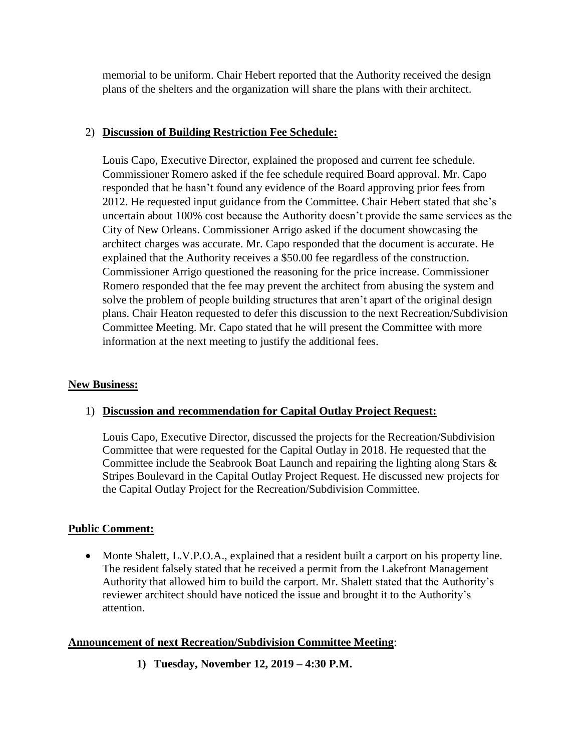memorial to be uniform. Chair Hebert reported that the Authority received the design plans of the shelters and the organization will share the plans with their architect.

2) **Discussion of Building Restriction Fee Schedule:**

Louis Capo, Executive Director, explained the proposed and current fee schedule. Commissioner Romero asked if the fee schedule required Board approval. Mr. Capo responded that he hasn't found any evidence of the Board approving prior fees from 2012. He requested input guidance from the Committee. Chair Hebert stated that she's uncertain about 100% cost because the Authority doesn't provide the same services as the City of New Orleans. Commissioner Arrigo asked if the document showcasing the architect charges was accurate. Mr. Capo responded that the document is accurate. He explained that the Authority receives a $50.00 fee regardless of the construction. Commissioner Arrigo questioned the reasoning for the price increase. Commissioner Romero responded that the fee may prevent the architect from abusing the system and solve the problem of people building structures that aren't apart of the original design plans. Chair Heaton requested to defer this discussion to the next Recreation/Subdivision Committee Meeting. Mr. Capo stated that he will present the Committee with more information at the next meeting to justify the additional fees.

**New Business:**

1) **Discussion and recommendation for Capital Outlay Project Request:**

Louis Capo, Executive Director, discussed the projects for the Recreation/Subdivision Committee that were requested for the Capital Outlay in 2018. He requested that the Committee include the Seabrook Boat Launch and repairing the lighting along Stars & Stripes Boulevard in the Capital Outlay Project Request. He discussed new projects for the Capital Outlay Project for the Recreation/Subdivision Committee.

**Public Comment:**

- Monte Shalett, L.V.P.O.A., explained that a resident built a carport on his property line. The resident falsely stated that he received a permit from the Lakefront Management Authority that allowed him to build the carport. Mr. Shalett stated that the Authority's reviewer architect should have noticed the issue and brought it to the Authority's attention.

**Announcement of next Recreation/Subdivision Committee Meeting**:

**1) Tuesday, November 12, 2019 – 4:30 P.M.**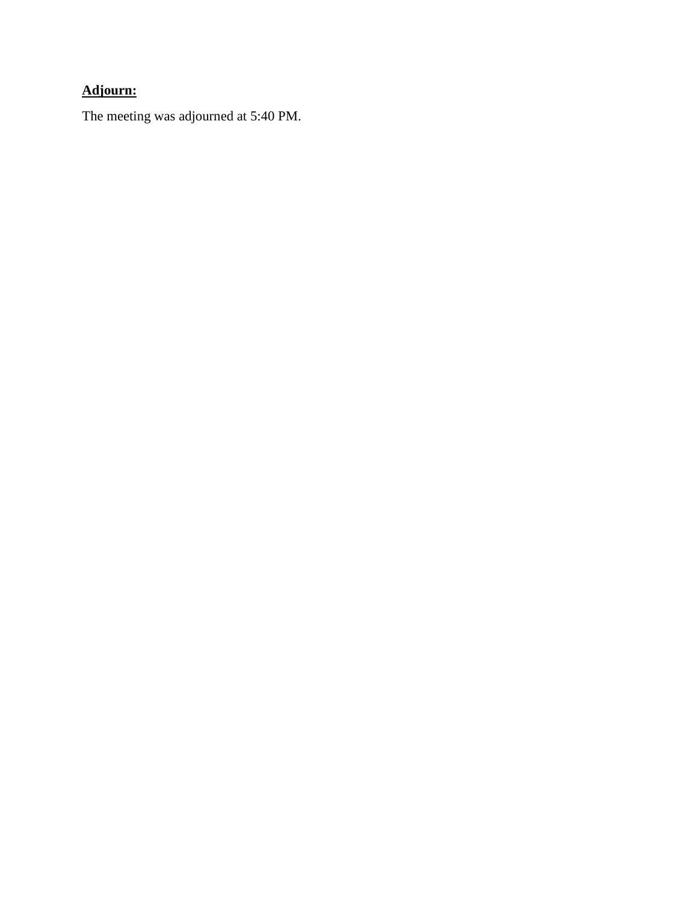**<u>Adjourn:</u>**

The meeting was adjourned at 5:40 PM.